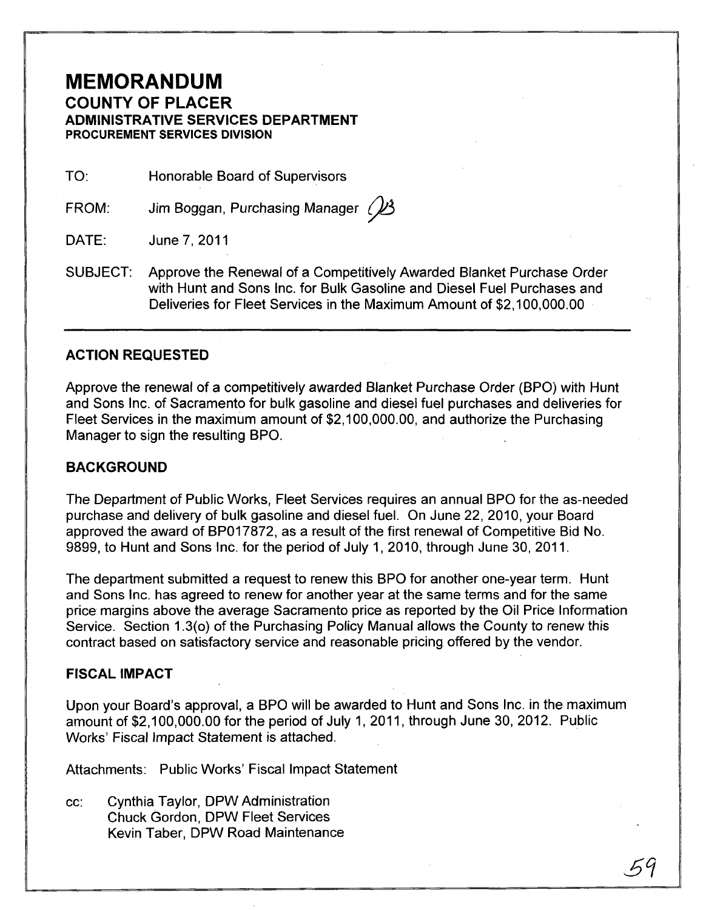# MEMORANDUM

## COUNTY OF PLACER

### ADMINISTRATIVE SERVICES DEPARTMENT

**PROCUREMENT SERVICES DIVISION**

TO: Honorable Board of Supervisors

FROM: Jim Boggan, Purchasing Manager

DATE: June 7, 2011

SUBJECT: Approve the Renewal of a Competitively Awarded Blanket Purchase Order with Hunt and Sons Inc. for Bulk Gasoline and Diesel Fuel Purchases and Deliveries for Fleet Services in the Maximum Amount of $2,100,000.00

---

## ACTION REQUESTED

Approve the renewal of a competitively awarded Blanket Purchase Order (BPO) with Hunt and Sons Inc. of Sacramento for bulk gasoline and diesel fuel purchases and deliveries for Fleet Services in the maximum amount of $2,100,000.00, and authorize the Purchasing Manager to sign the resulting BPO.

## BACKGROUND

The Department of Public Works, Fleet Services requires an annual BPO for the as-needed purchase and delivery of bulk gasoline and diesel fuel. On June 22, 2010, your Board approved the award of BP017872, as a result of the first renewal of Competitive Bid No. 9899, to Hunt and Sons Inc. for the period of July 1, 2010, through June 30, 2011.

The department submitted a request to renew this BPO for another one-year term. Hunt and Sons Inc. has agreed to renew for another year at the same terms and for the same price margins above the average Sacramento price as reported by the Oil Price Information Service. Section 1.3(o) of the Purchasing Policy Manual allows the County to renew this contract based on satisfactory service and reasonable pricing offered by the vendor.

## FISCAL IMPACT

Upon your Board's approval, a BPO will be awarded to Hunt and Sons Inc. in the maximum amount of $2,100,000.00 for the period of July 1, 2011, through June 30, 2012. Public Works' Fiscal Impact Statement is attached.

Attachments: Public Works' Fiscal Impact Statement

cc: Cynthia Taylor, DPW Administration
Chuck Gordon, DPW Fleet Services
Kevin Taber, DPW Road Maintenance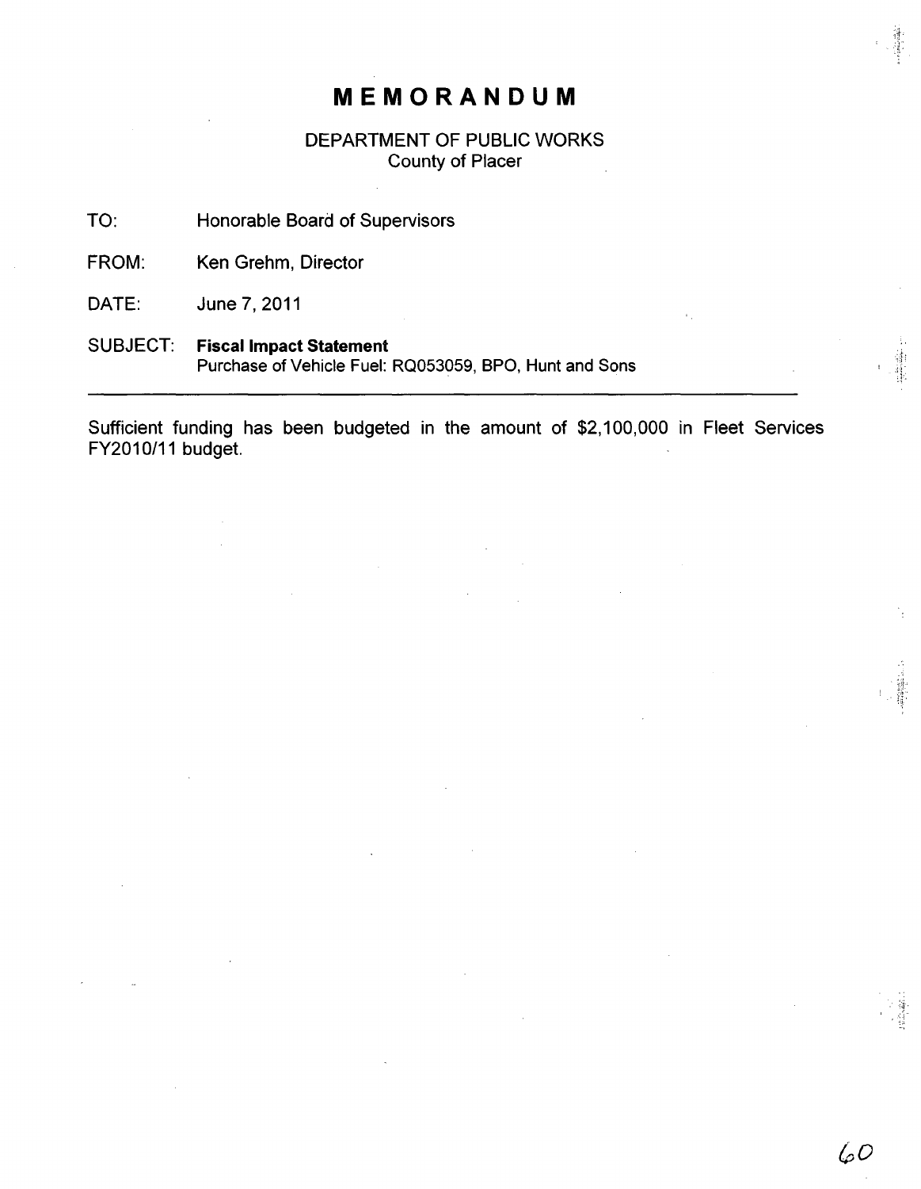# MEMORANDUM

DEPARTMENT OF PUBLIC WORKS
County of Placer

TO: Honorable Board of Supervisors

FROM: Ken Grehm, Director

DATE: June 7, 2011

SUBJECT: **Fiscal Impact Statement**
Purchase of Vehicle Fuel: RQ053059, BPO, Hunt and Sons

---

Sufficient funding has been budgeted in the amount of $2,100,000 in Fleet Services FY2010/11 budget.